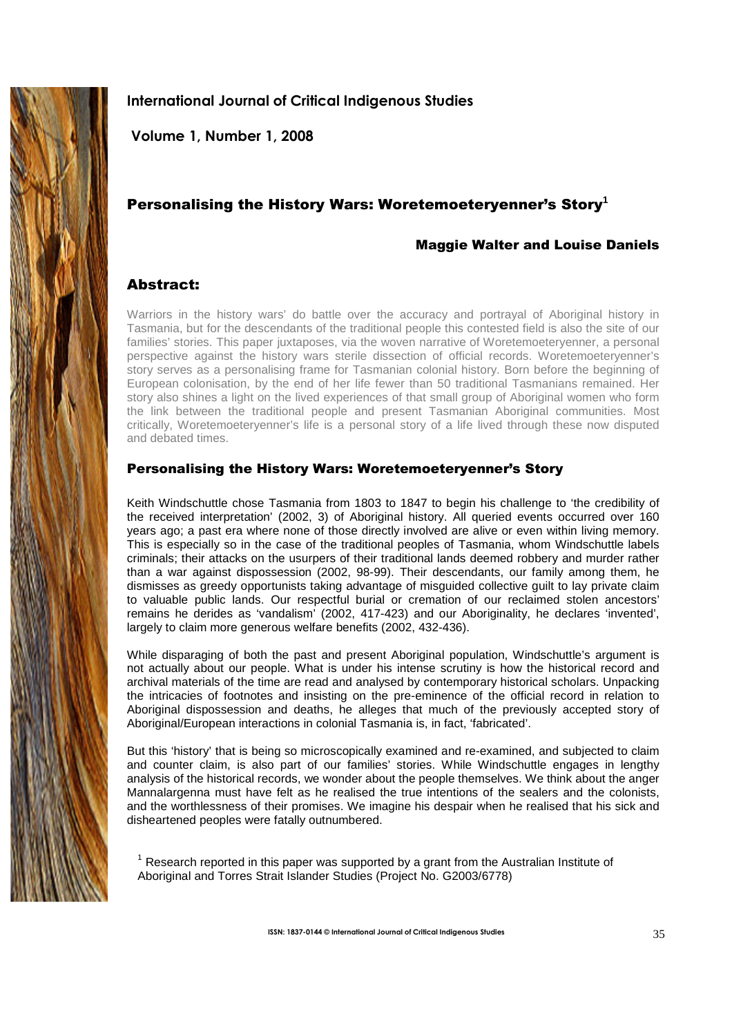International Journal of Critical Indigenous Studies

Volume 1, Number 1, 2008

# Personalising the History Wars: Woretemoeteryenner's Story[1]

**Maggie Walter and Louise Daniels**

## Abstract:

Warriors in the history wars' do battle over the accuracy and portrayal of Aboriginal history in Tasmania, but for the descendants of the traditional people this contested field is also the site of our families' stories. This paper juxtaposes, via the woven narrative of Woretemoeteryenner, a personal perspective against the history wars sterile dissection of official records. Woretemoeteryenner's story serves as a personalising frame for Tasmanian colonial history. Born before the beginning of European colonisation, by the end of her life fewer than 50 traditional Tasmanians remained. Her story also shines a light on the lived experiences of that small group of Aboriginal women who form the link between the traditional people and present Tasmanian Aboriginal communities. Most critically, Woretemoeteryenner's life is a personal story of a life lived through these now disputed and debated times.

## Personalising the History Wars: Woretemoeteryenner's Story

Keith Windschuttle chose Tasmania from 1803 to 1847 to begin his challenge to 'the credibility of the received interpretation' (2002, 3) of Aboriginal history. All queried events occurred over 160 years ago; a past era where none of those directly involved are alive or even within living memory. This is especially so in the case of the traditional peoples of Tasmania, whom Windschuttle labels criminals; their attacks on the usurpers of their traditional lands deemed robbery and murder rather than a war against dispossession (2002, 98-99). Their descendants, our family among them, he dismisses as greedy opportunists taking advantage of misguided collective guilt to lay private claim to valuable public lands. Our respectful burial or cremation of our reclaimed stolen ancestors' remains he derides as 'vandalism' (2002, 417-423) and our Aboriginality, he declares 'invented', largely to claim more generous welfare benefits (2002, 432-436).

While disparaging of both the past and present Aboriginal population, Windschuttle's argument is not actually about our people. What is under his intense scrutiny is how the historical record and archival materials of the time are read and analysed by contemporary historical scholars. Unpacking the intricacies of footnotes and insisting on the pre-eminence of the official record in relation to Aboriginal dispossession and deaths, he alleges that much of the previously accepted story of Aboriginal/European interactions in colonial Tasmania is, in fact, 'fabricated'.

But this 'history' that is being so microscopically examined and re-examined, and subjected to claim and counter claim, is also part of our families' stories. While Windschuttle engages in lengthy analysis of the historical records, we wonder about the people themselves. We think about the anger Mannalargenna must have felt as he realised the true intentions of the sealers and the colonists, and the worthlessness of their promises. We imagine his despair when he realised that his sick and disheartened peoples were fatally outnumbered.

[1] Research reported in this paper was supported by a grant from the Australian Institute of Aboriginal and Torres Strait Islander Studies (Project No. G2003/6778)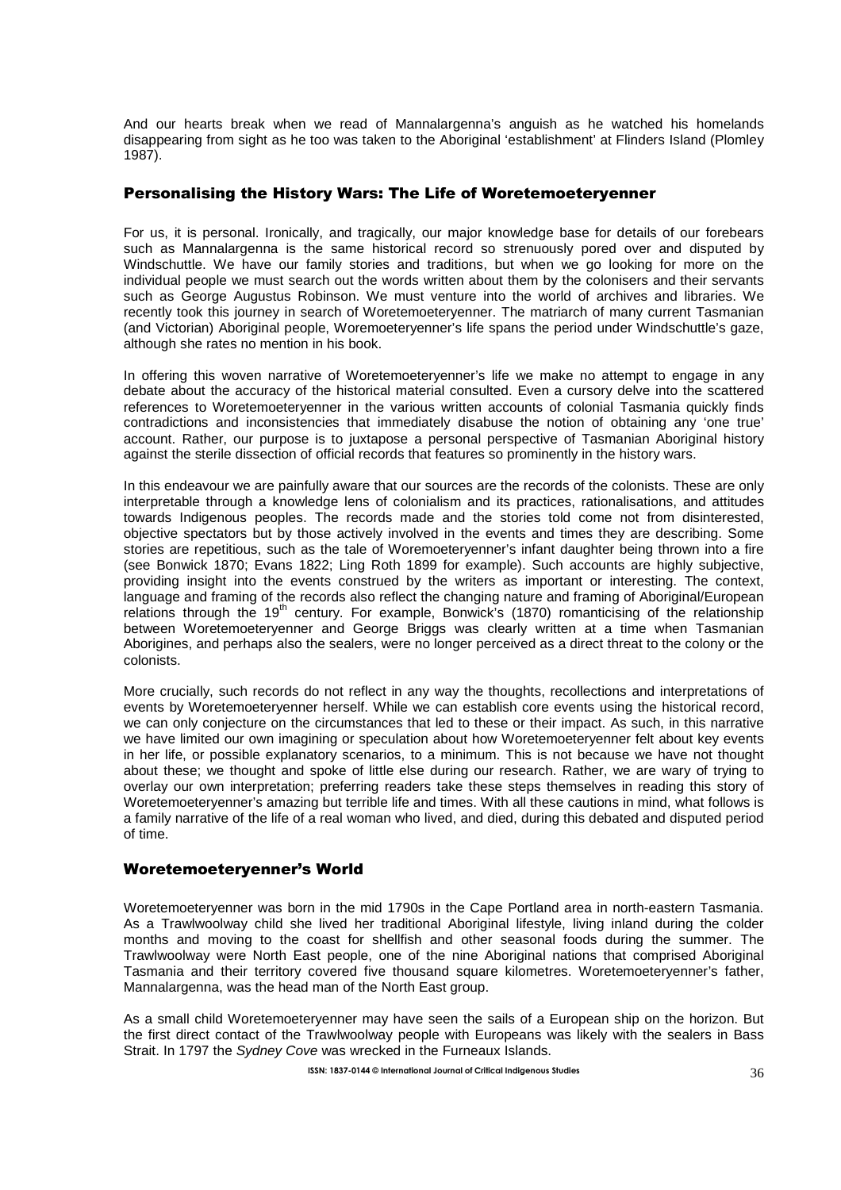And our hearts break when we read of Mannalargenna's anguish as he watched his homelands disappearing from sight as he too was taken to the Aboriginal 'establishment' at Flinders Island (Plomley 1987).

## Personalising the History Wars: The Life of Woretemoeteryenner

For us, it is personal. Ironically, and tragically, our major knowledge base for details of our forebears such as Mannalargenna is the same historical record so strenuously pored over and disputed by Windschuttle. We have our family stories and traditions, but when we go looking for more on the individual people we must search out the words written about them by the colonisers and their servants such as George Augustus Robinson. We must venture into the world of archives and libraries. We recently took this journey in search of Woretemoeteryenner. The matriarch of many current Tasmanian (and Victorian) Aboriginal people, Woremoeteryenner's life spans the period under Windschuttle's gaze, although she rates no mention in his book.

In offering this woven narrative of Woretemoeteryenner's life we make no attempt to engage in any debate about the accuracy of the historical material consulted. Even a cursory delve into the scattered references to Woretemoeteryenner in the various written accounts of colonial Tasmania quickly finds contradictions and inconsistencies that immediately disabuse the notion of obtaining any 'one true' account. Rather, our purpose is to juxtapose a personal perspective of Tasmanian Aboriginal history against the sterile dissection of official records that features so prominently in the history wars.

In this endeavour we are painfully aware that our sources are the records of the colonists. These are only interpretable through a knowledge lens of colonialism and its practices, rationalisations, and attitudes towards Indigenous peoples. The records made and the stories told come not from disinterested, objective spectators but by those actively involved in the events and times they are describing. Some stories are repetitious, such as the tale of Woremoeteryenner's infant daughter being thrown into a fire (see Bonwick 1870; Evans 1822; Ling Roth 1899 for example). Such accounts are highly subjective, providing insight into the events construed by the writers as important or interesting. The context, language and framing of the records also reflect the changing nature and framing of Aboriginal/European relations through the 19th century. For example, Bonwick's (1870) romanticising of the relationship between Woretemoeteryenner and George Briggs was clearly written at a time when Tasmanian Aborigines, and perhaps also the sealers, were no longer perceived as a direct threat to the colony or the colonists.

More crucially, such records do not reflect in any way the thoughts, recollections and interpretations of events by Woretemoeteryenner herself. While we can establish core events using the historical record, we can only conjecture on the circumstances that led to these or their impact. As such, in this narrative we have limited our own imagining or speculation about how Woretemoeteryenner felt about key events in her life, or possible explanatory scenarios, to a minimum. This is not because we have not thought about these; we thought and spoke of little else during our research. Rather, we are wary of trying to overlay our own interpretation; preferring readers take these steps themselves in reading this story of Woretemoeteryenner's amazing but terrible life and times. With all these cautions in mind, what follows is a family narrative of the life of a real woman who lived, and died, during this debated and disputed period of time.

## Woretemoeteryenner's World

Woretemoeteryenner was born in the mid 1790s in the Cape Portland area in north-eastern Tasmania. As a Trawlwoolway child she lived her traditional Aboriginal lifestyle, living inland during the colder months and moving to the coast for shellfish and other seasonal foods during the summer. The Trawlwoolway were North East people, one of the nine Aboriginal nations that comprised Aboriginal Tasmania and their territory covered five thousand square kilometres. Woretemoeteryenner's father, Mannalargenna, was the head man of the North East group.

As a small child Woretemoeteryenner may have seen the sails of a European ship on the horizon. But the first direct contact of the Trawlwoolway people with Europeans was likely with the sealers in Bass Strait. In 1797 the *Sydney Cove* was wrecked in the Furneaux Islands.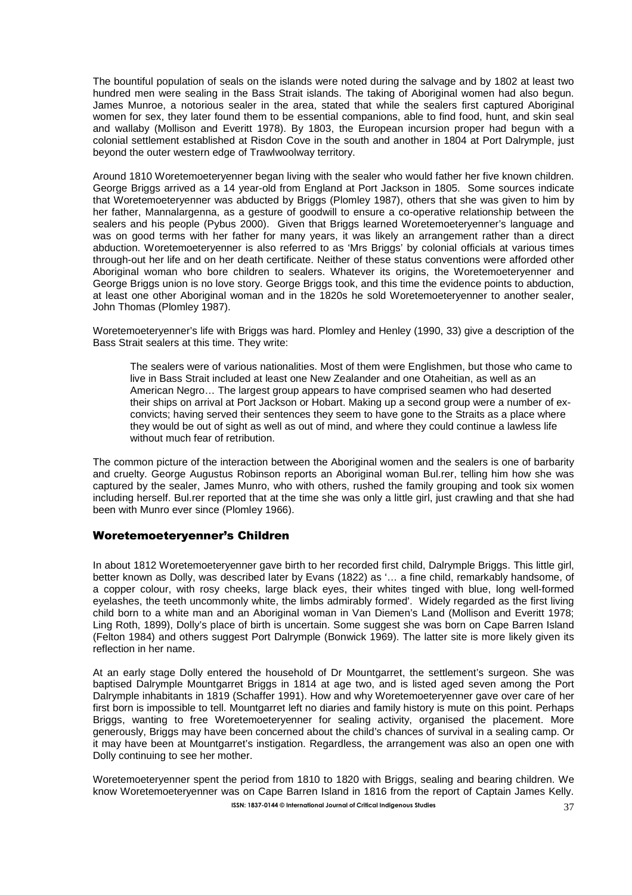The bountiful population of seals on the islands were noted during the salvage and by 1802 at least two hundred men were sealing in the Bass Strait islands. The taking of Aboriginal women had also begun. James Munroe, a notorious sealer in the area, stated that while the sealers first captured Aboriginal women for sex, they later found them to be essential companions, able to find food, hunt, and skin seal and wallaby (Mollison and Everitt 1978). By 1803, the European incursion proper had begun with a colonial settlement established at Risdon Cove in the south and another in 1804 at Port Dalrymple, just beyond the outer western edge of Trawlwoolway territory.

Around 1810 Woretemoeteryenner began living with the sealer who would father her five known children. George Briggs arrived as a 14 year-old from England at Port Jackson in 1805. Some sources indicate that Woretemoeteryenner was abducted by Briggs (Plomley 1987), others that she was given to him by her father, Mannalargenna, as a gesture of goodwill to ensure a co-operative relationship between the sealers and his people (Pybus 2000). Given that Briggs learned Woretemoeteryenner's language and was on good terms with her father for many years, it was likely an arrangement rather than a direct abduction. Woretemoeteryenner is also referred to as 'Mrs Briggs' by colonial officials at various times through-out her life and on her death certificate. Neither of these status conventions were afforded other Aboriginal woman who bore children to sealers. Whatever its origins, the Woretemoeteryenner and George Briggs union is no love story. George Briggs took, and this time the evidence points to abduction, at least one other Aboriginal woman and in the 1820s he sold Woretemoeteryenner to another sealer, John Thomas (Plomley 1987).

Woretemoeteryenner's life with Briggs was hard. Plomley and Henley (1990, 33) give a description of the Bass Strait sealers at this time. They write:

> The sealers were of various nationalities. Most of them were Englishmen, but those who came to live in Bass Strait included at least one New Zealander and one Otaheitian, as well as an American Negro… The largest group appears to have comprised seamen who had deserted their ships on arrival at Port Jackson or Hobart. Making up a second group were a number of ex-convicts; having served their sentences they seem to have gone to the Straits as a place where they would be out of sight as well as out of mind, and where they could continue a lawless life without much fear of retribution.

The common picture of the interaction between the Aboriginal women and the sealers is one of barbarity and cruelty. George Augustus Robinson reports an Aboriginal woman Bul.rer, telling him how she was captured by the sealer, James Munro, who with others, rushed the family grouping and took six women including herself. Bul.rer reported that at the time she was only a little girl, just crawling and that she had been with Munro ever since (Plomley 1966).

## Woretemoeteryenner's Children

In about 1812 Woretemoeteryenner gave birth to her recorded first child, Dalrymple Briggs. This little girl, better known as Dolly, was described later by Evans (1822) as '… a fine child, remarkably handsome, of a copper colour, with rosy cheeks, large black eyes, their whites tinged with blue, long well-formed eyelashes, the teeth uncommonly white, the limbs admirably formed'. Widely regarded as the first living child born to a white man and an Aboriginal woman in Van Diemen's Land (Mollison and Everitt 1978; Ling Roth, 1899), Dolly's place of birth is uncertain. Some suggest she was born on Cape Barren Island (Felton 1984) and others suggest Port Dalrymple (Bonwick 1969). The latter site is more likely given its reflection in her name.

At an early stage Dolly entered the household of Dr Mountgarret, the settlement's surgeon. She was baptised Dalrymple Mountgarret Briggs in 1814 at age two, and is listed aged seven among the Port Dalrymple inhabitants in 1819 (Schaffer 1991). How and why Woretemoeteryenner gave over care of her first born is impossible to tell. Mountgarret left no diaries and family history is mute on this point. Perhaps Briggs, wanting to free Woretemoeteryenner for sealing activity, organised the placement. More generously, Briggs may have been concerned about the child's chances of survival in a sealing camp. Or it may have been at Mountgarret's instigation. Regardless, the arrangement was also an open one with Dolly continuing to see her mother.

Woretemoeteryenner spent the period from 1810 to 1820 with Briggs, sealing and bearing children. We know Woretemoeteryenner was on Cape Barren Island in 1816 from the report of Captain James Kelly.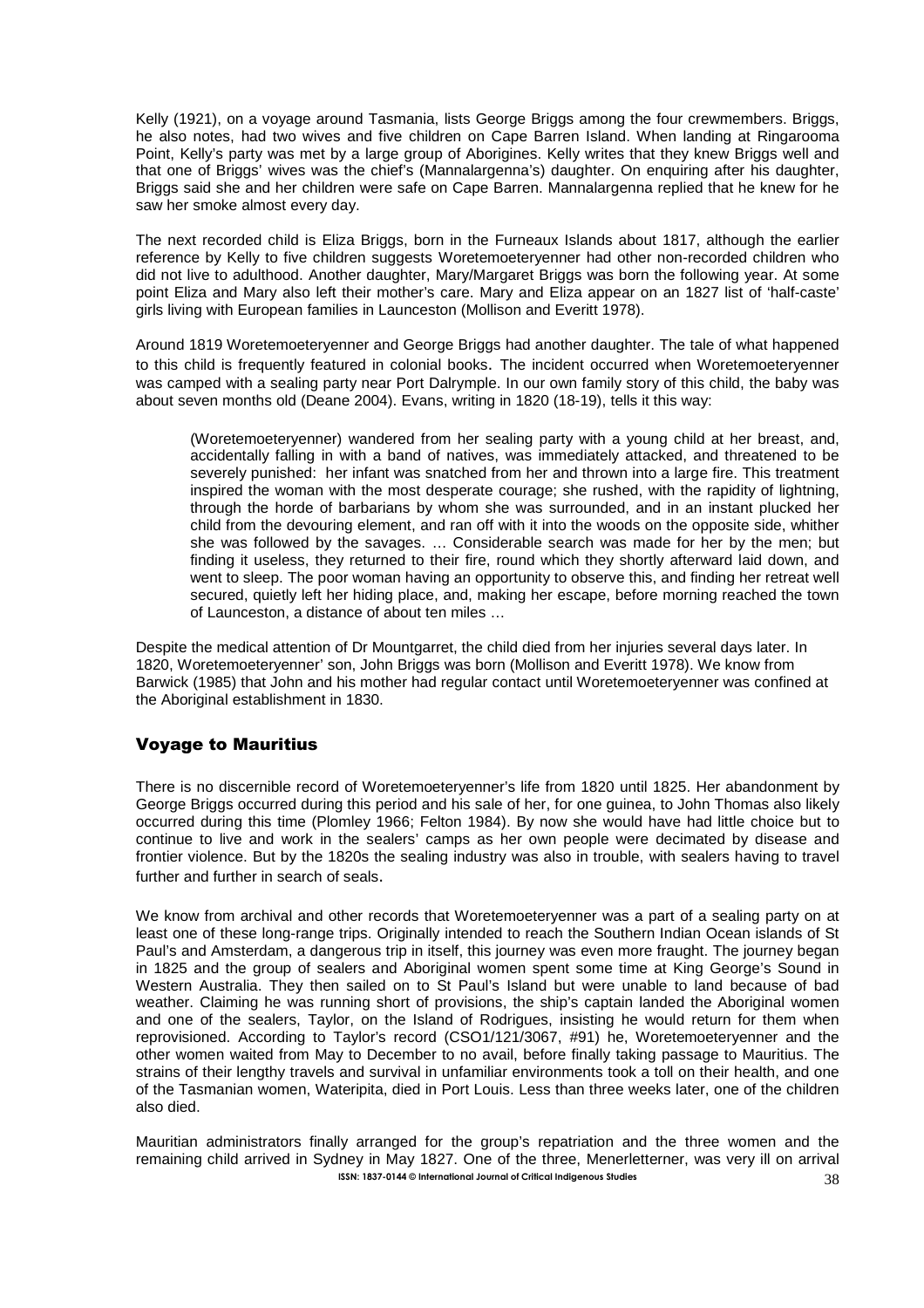Kelly (1921), on a voyage around Tasmania, lists George Briggs among the four crewmembers. Briggs, he also notes, had two wives and five children on Cape Barren Island. When landing at Ringarooma Point, Kelly's party was met by a large group of Aborigines. Kelly writes that they knew Briggs well and that one of Briggs' wives was the chief's (Mannalargenna's) daughter. On enquiring after his daughter, Briggs said she and her children were safe on Cape Barren. Mannalargenna replied that he knew for he saw her smoke almost every day.

The next recorded child is Eliza Briggs, born in the Furneaux Islands about 1817, although the earlier reference by Kelly to five children suggests Woretemoeteryenner had other non-recorded children who did not live to adulthood. Another daughter, Mary/Margaret Briggs was born the following year. At some point Eliza and Mary also left their mother's care. Mary and Eliza appear on an 1827 list of 'half-caste' girls living with European families in Launceston (Mollison and Everitt 1978).

Around 1819 Woretemoeteryenner and George Briggs had another daughter. The tale of what happened to this child is frequently featured in colonial books. The incident occurred when Woretemoeteryenner was camped with a sealing party near Port Dalrymple. In our own family story of this child, the baby was about seven months old (Deane 2004). Evans, writing in 1820 (18-19), tells it this way:

> (Woretemoeteryenner) wandered from her sealing party with a young child at her breast, and, accidentally falling in with a band of natives, was immediately attacked, and threatened to be severely punished: her infant was snatched from her and thrown into a large fire. This treatment inspired the woman with the most desperate courage; she rushed, with the rapidity of lightning, through the horde of barbarians by whom she was surrounded, and in an instant plucked her child from the devouring element, and ran off with it into the woods on the opposite side, whither she was followed by the savages. … Considerable search was made for her by the men; but finding it useless, they returned to their fire, round which they shortly afterward laid down, and went to sleep. The poor woman having an opportunity to observe this, and finding her retreat well secured, quietly left her hiding place, and, making her escape, before morning reached the town of Launceston, a distance of about ten miles …

Despite the medical attention of Dr Mountgarret, the child died from her injuries several days later. In 1820, Woretemoeteryenner' son, John Briggs was born (Mollison and Everitt 1978). We know from Barwick (1985) that John and his mother had regular contact until Woretemoeteryenner was confined at the Aboriginal establishment in 1830.

## Voyage to Mauritius

There is no discernible record of Woretemoeteryenner's life from 1820 until 1825. Her abandonment by George Briggs occurred during this period and his sale of her, for one guinea, to John Thomas also likely occurred during this time (Plomley 1966; Felton 1984). By now she would have had little choice but to continue to live and work in the sealers' camps as her own people were decimated by disease and frontier violence. But by the 1820s the sealing industry was also in trouble, with sealers having to travel further and further in search of seals.

We know from archival and other records that Woretemoeteryenner was a part of a sealing party on at least one of these long-range trips. Originally intended to reach the Southern Indian Ocean islands of St Paul's and Amsterdam, a dangerous trip in itself, this journey was even more fraught. The journey began in 1825 and the group of sealers and Aboriginal women spent some time at King George's Sound in Western Australia. They then sailed on to St Paul's Island but were unable to land because of bad weather. Claiming he was running short of provisions, the ship's captain landed the Aboriginal women and one of the sealers, Taylor, on the Island of Rodrigues, insisting he would return for them when reprovisioned. According to Taylor's record (CSO1/121/3067, #91) he, Woretemoeteryenner and the other women waited from May to December to no avail, before finally taking passage to Mauritius. The strains of their lengthy travels and survival in unfamiliar environments took a toll on their health, and one of the Tasmanian women, Wateripita, died in Port Louis. Less than three weeks later, one of the children also died.

Mauritian administrators finally arranged for the group's repatriation and the three women and the remaining child arrived in Sydney in May 1827. One of the three, Menerletterner, was very ill on arrival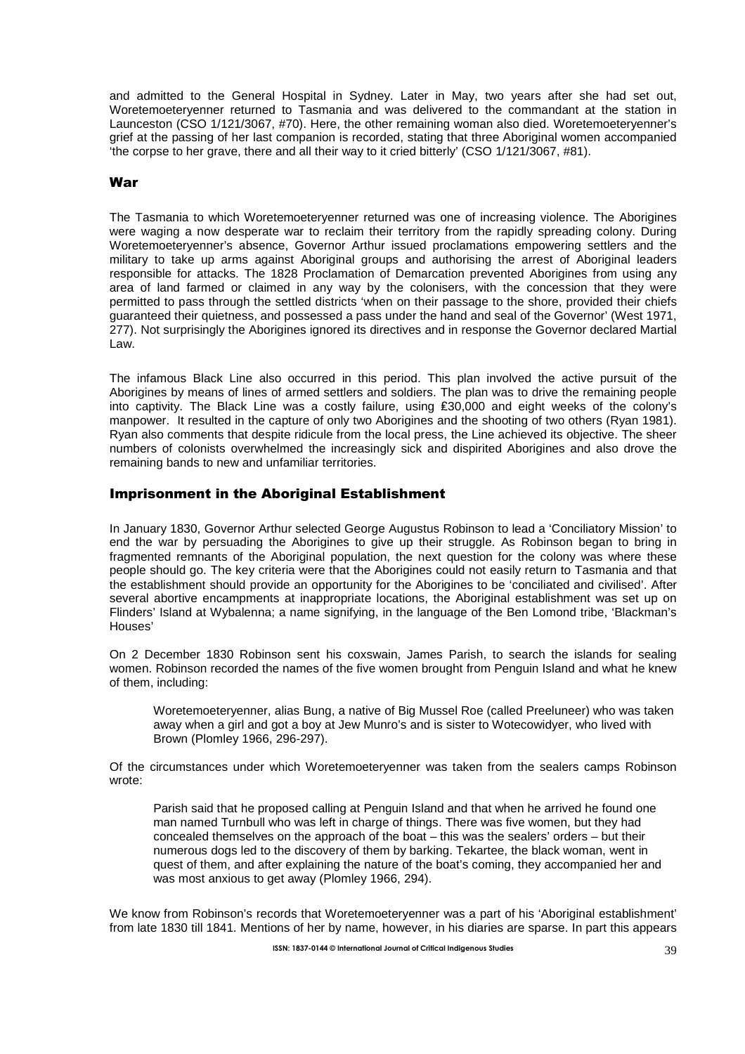and admitted to the General Hospital in Sydney. Later in May, two years after she had set out, Woretemoeteryenner returned to Tasmania and was delivered to the commandant at the station in Launceston (CSO 1/121/3067, #70). Here, the other remaining woman also died. Woretemoeteryenner's grief at the passing of her last companion is recorded, stating that three Aboriginal women accompanied 'the corpse to her grave, there and all their way to it cried bitterly' (CSO 1/121/3067, #81).

## War

The Tasmania to which Woretemoeteryenner returned was one of increasing violence. The Aborigines were waging a now desperate war to reclaim their territory from the rapidly spreading colony. During Woretemoeteryenner's absence, Governor Arthur issued proclamations empowering settlers and the military to take up arms against Aboriginal groups and authorising the arrest of Aboriginal leaders responsible for attacks. The 1828 Proclamation of Demarcation prevented Aborigines from using any area of land farmed or claimed in any way by the colonisers, with the concession that they were permitted to pass through the settled districts 'when on their passage to the shore, provided their chiefs guaranteed their quietness, and possessed a pass under the hand and seal of the Governor' (West 1971, 277). Not surprisingly the Aborigines ignored its directives and in response the Governor declared Martial Law.

The infamous Black Line also occurred in this period. This plan involved the active pursuit of the Aborigines by means of lines of armed settlers and soldiers. The plan was to drive the remaining people into captivity. The Black Line was a costly failure, using ₤30,000 and eight weeks of the colony's manpower. It resulted in the capture of only two Aborigines and the shooting of two others (Ryan 1981). Ryan also comments that despite ridicule from the local press, the Line achieved its objective. The sheer numbers of colonists overwhelmed the increasingly sick and dispirited Aborigines and also drove the remaining bands to new and unfamiliar territories.

## Imprisonment in the Aboriginal Establishment

In January 1830, Governor Arthur selected George Augustus Robinson to lead a 'Conciliatory Mission' to end the war by persuading the Aborigines to give up their struggle. As Robinson began to bring in fragmented remnants of the Aboriginal population, the next question for the colony was where these people should go. The key criteria were that the Aborigines could not easily return to Tasmania and that the establishment should provide an opportunity for the Aborigines to be 'conciliated and civilised'. After several abortive encampments at inappropriate locations, the Aboriginal establishment was set up on Flinders' Island at Wybalenna; a name signifying, in the language of the Ben Lomond tribe, 'Blackman's Houses'

On 2 December 1830 Robinson sent his coxswain, James Parish, to search the islands for sealing women. Robinson recorded the names of the five women brought from Penguin Island and what he knew of them, including:

> Woretemoeteryenner, alias Bung, a native of Big Mussel Roe (called Preeluneer) who was taken away when a girl and got a boy at Jew Munro's and is sister to Wotecowidyer, who lived with Brown (Plomley 1966, 296-297).

Of the circumstances under which Woretemoeteryenner was taken from the sealers camps Robinson wrote:

> Parish said that he proposed calling at Penguin Island and that when he arrived he found one man named Turnbull who was left in charge of things. There was five women, but they had concealed themselves on the approach of the boat – this was the sealers' orders – but their numerous dogs led to the discovery of them by barking. Tekartee, the black woman, went in quest of them, and after explaining the nature of the boat's coming, they accompanied her and was most anxious to get away (Plomley 1966, 294).

We know from Robinson's records that Woretemoeteryenner was a part of his 'Aboriginal establishment' from late 1830 till 1841. Mentions of her by name, however, in his diaries are sparse. In part this appears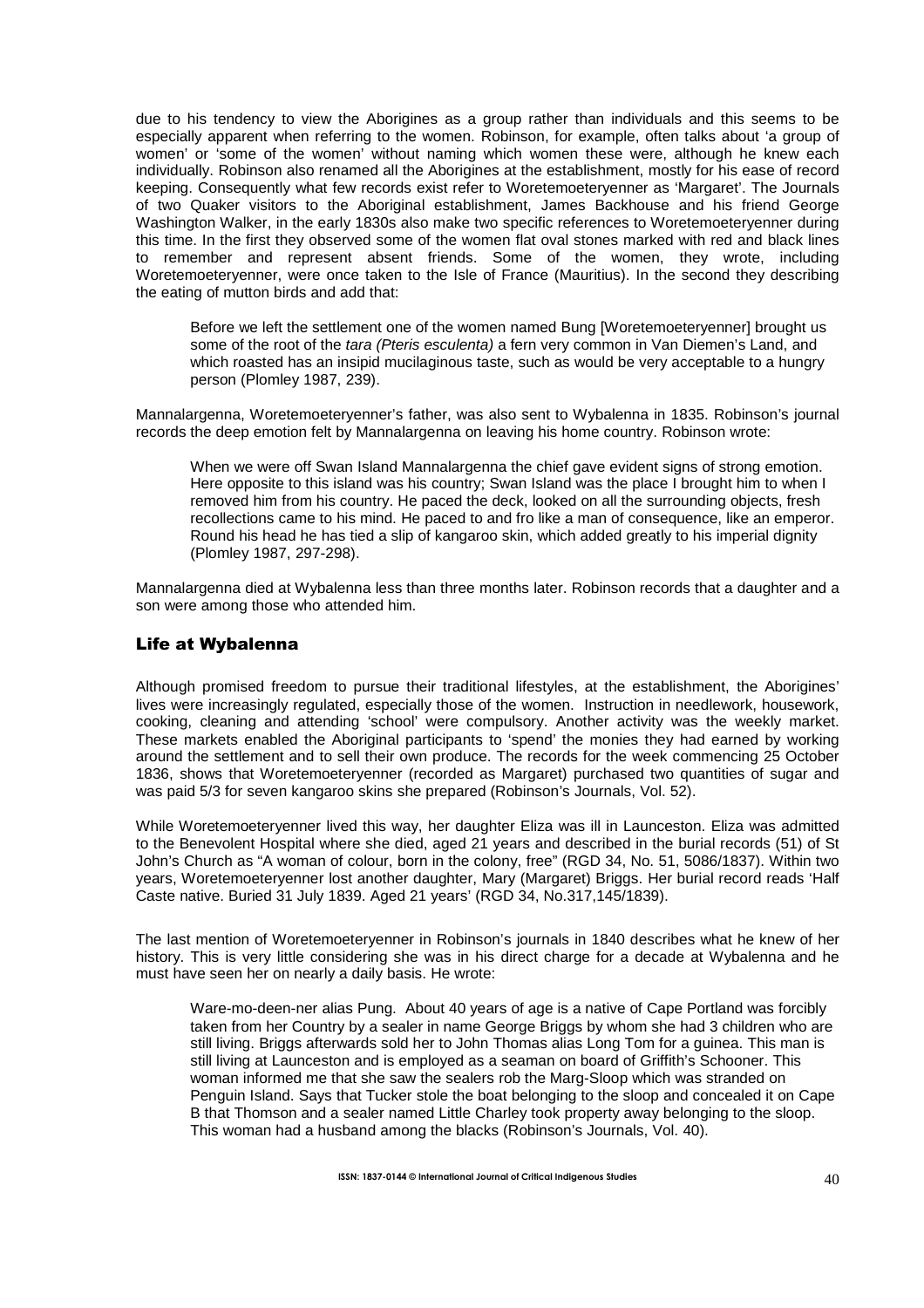due to his tendency to view the Aborigines as a group rather than individuals and this seems to be especially apparent when referring to the women. Robinson, for example, often talks about 'a group of women' or 'some of the women' without naming which women these were, although he knew each individually. Robinson also renamed all the Aborigines at the establishment, mostly for his ease of record keeping. Consequently what few records exist refer to Woretemoeteryenner as 'Margaret'. The Journals of two Quaker visitors to the Aboriginal establishment, James Backhouse and his friend George Washington Walker, in the early 1830s also make two specific references to Woretemoeteryenner during this time. In the first they observed some of the women flat oval stones marked with red and black lines to remember and represent absent friends. Some of the women, they wrote, including Woretemoeteryenner, were once taken to the Isle of France (Mauritius). In the second they describing the eating of mutton birds and add that:

> Before we left the settlement one of the women named Bung [Woretemoeteryenner] brought us some of the root of the *tara (Pteris esculenta)* a fern very common in Van Diemen's Land, and which roasted has an insipid mucilaginous taste, such as would be very acceptable to a hungry person (Plomley 1987, 239).

Mannalargenna, Woretemoeteryenner's father, was also sent to Wybalenna in 1835. Robinson's journal records the deep emotion felt by Mannalargenna on leaving his home country. Robinson wrote:

> When we were off Swan Island Mannalargenna the chief gave evident signs of strong emotion. Here opposite to this island was his country; Swan Island was the place I brought him to when I removed him from his country. He paced the deck, looked on all the surrounding objects, fresh recollections came to his mind. He paced to and fro like a man of consequence, like an emperor. Round his head he has tied a slip of kangaroo skin, which added greatly to his imperial dignity (Plomley 1987, 297-298).

Mannalargenna died at Wybalenna less than three months later. Robinson records that a daughter and a son were among those who attended him.

## Life at Wybalenna

Although promised freedom to pursue their traditional lifestyles, at the establishment, the Aborigines' lives were increasingly regulated, especially those of the women. Instruction in needlework, housework, cooking, cleaning and attending 'school' were compulsory. Another activity was the weekly market. These markets enabled the Aboriginal participants to 'spend' the monies they had earned by working around the settlement and to sell their own produce. The records for the week commencing 25 October 1836, shows that Woretemoeteryenner (recorded as Margaret) purchased two quantities of sugar and was paid 5/3 for seven kangaroo skins she prepared (Robinson's Journals, Vol. 52).

While Woretemoeteryenner lived this way, her daughter Eliza was ill in Launceston. Eliza was admitted to the Benevolent Hospital where she died, aged 21 years and described in the burial records (51) of St John's Church as "A woman of colour, born in the colony, free" (RGD 34, No. 51, 5086/1837). Within two years, Woretemoeteryenner lost another daughter, Mary (Margaret) Briggs. Her burial record reads 'Half Caste native. Buried 31 July 1839. Aged 21 years' (RGD 34, No.317,145/1839).

The last mention of Woretemoeteryenner in Robinson's journals in 1840 describes what he knew of her history. This is very little considering she was in his direct charge for a decade at Wybalenna and he must have seen her on nearly a daily basis. He wrote:

> Ware-mo-deen-ner alias Pung. About 40 years of age is a native of Cape Portland was forcibly taken from her Country by a sealer in name George Briggs by whom she had 3 children who are still living. Briggs afterwards sold her to John Thomas alias Long Tom for a guinea. This man is still living at Launceston and is employed as a seaman on board of Griffith's Schooner. This woman informed me that she saw the sealers rob the Marg-Sloop which was stranded on Penguin Island. Says that Tucker stole the boat belonging to the sloop and concealed it on Cape B that Thomson and a sealer named Little Charley took property away belonging to the sloop. This woman had a husband among the blacks (Robinson's Journals, Vol. 40).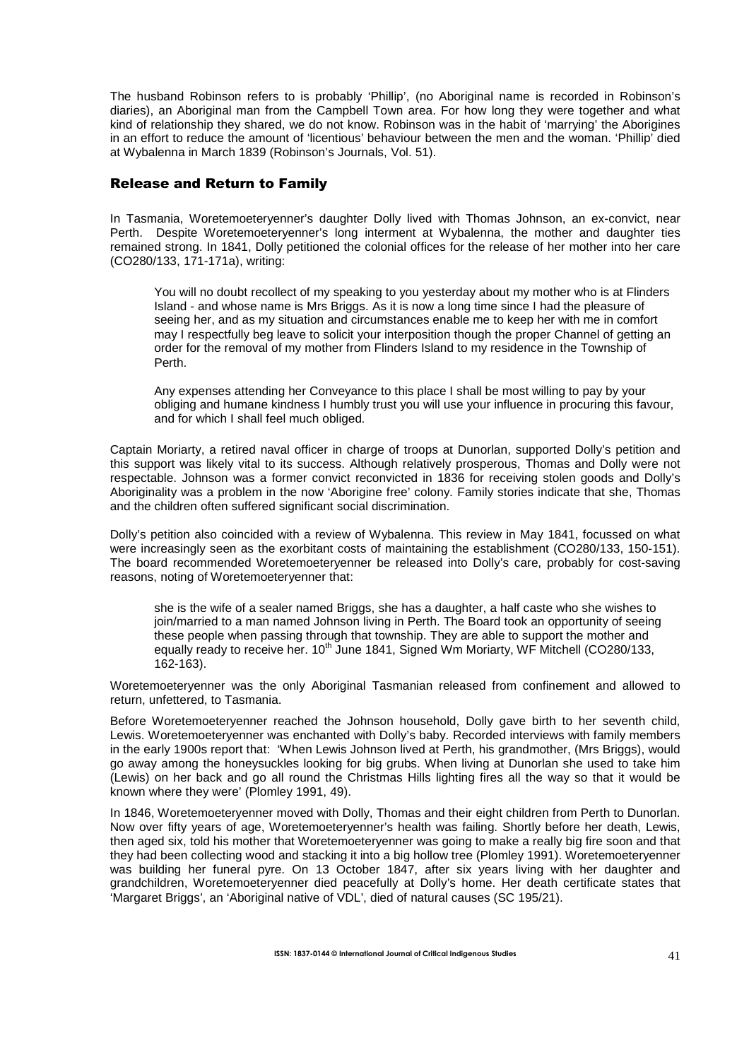The husband Robinson refers to is probably 'Phillip', (no Aboriginal name is recorded in Robinson's diaries), an Aboriginal man from the Campbell Town area. For how long they were together and what kind of relationship they shared, we do not know. Robinson was in the habit of 'marrying' the Aborigines in an effort to reduce the amount of 'licentious' behaviour between the men and the woman. 'Phillip' died at Wybalenna in March 1839 (Robinson's Journals, Vol. 51).

## Release and Return to Family

In Tasmania, Woretemoeteryenner's daughter Dolly lived with Thomas Johnson, an ex-convict, near Perth. Despite Woretemoeteryenner's long interment at Wybalenna, the mother and daughter ties remained strong. In 1841, Dolly petitioned the colonial offices for the release of her mother into her care (CO280/133, 171-171a), writing:

> You will no doubt recollect of my speaking to you yesterday about my mother who is at Flinders Island - and whose name is Mrs Briggs. As it is now a long time since I had the pleasure of seeing her, and as my situation and circumstances enable me to keep her with me in comfort may I respectfully beg leave to solicit your interposition though the proper Channel of getting an order for the removal of my mother from Flinders Island to my residence in the Township of Perth.
>
> Any expenses attending her Conveyance to this place I shall be most willing to pay by your obliging and humane kindness I humbly trust you will use your influence in procuring this favour, and for which I shall feel much obliged.

Captain Moriarty, a retired naval officer in charge of troops at Dunorlan, supported Dolly's petition and this support was likely vital to its success. Although relatively prosperous, Thomas and Dolly were not respectable. Johnson was a former convict reconvicted in 1836 for receiving stolen goods and Dolly's Aboriginality was a problem in the now 'Aborigine free' colony. Family stories indicate that she, Thomas and the children often suffered significant social discrimination.

Dolly's petition also coincided with a review of Wybalenna. This review in May 1841, focussed on what were increasingly seen as the exorbitant costs of maintaining the establishment (CO280/133, 150-151). The board recommended Woretemoeteryenner be released into Dolly's care, probably for cost-saving reasons, noting of Woretemoeteryenner that:

> she is the wife of a sealer named Briggs, she has a daughter, a half caste who she wishes to join/married to a man named Johnson living in Perth. The Board took an opportunity of seeing these people when passing through that township. They are able to support the mother and equally ready to receive her. 10th June 1841, Signed Wm Moriarty, WF Mitchell (CO280/133, 162-163).

Woretemoeteryenner was the only Aboriginal Tasmanian released from confinement and allowed to return, unfettered, to Tasmania.

Before Woretemoeteryenner reached the Johnson household, Dolly gave birth to her seventh child, Lewis. Woretemoeteryenner was enchanted with Dolly's baby. Recorded interviews with family members in the early 1900s report that: 'When Lewis Johnson lived at Perth, his grandmother, (Mrs Briggs), would go away among the honeysuckles looking for big grubs. When living at Dunorlan she used to take him (Lewis) on her back and go all round the Christmas Hills lighting fires all the way so that it would be known where they were' (Plomley 1991, 49).

In 1846, Woretemoeteryenner moved with Dolly, Thomas and their eight children from Perth to Dunorlan. Now over fifty years of age, Woretemoeteryenner's health was failing. Shortly before her death, Lewis, then aged six, told his mother that Woretemoeteryenner was going to make a really big fire soon and that they had been collecting wood and stacking it into a big hollow tree (Plomley 1991). Woretemoeteryenner was building her funeral pyre. On 13 October 1847, after six years living with her daughter and grandchildren, Woretemoeteryenner died peacefully at Dolly's home. Her death certificate states that 'Margaret Briggs', an 'Aboriginal native of VDL', died of natural causes (SC 195/21).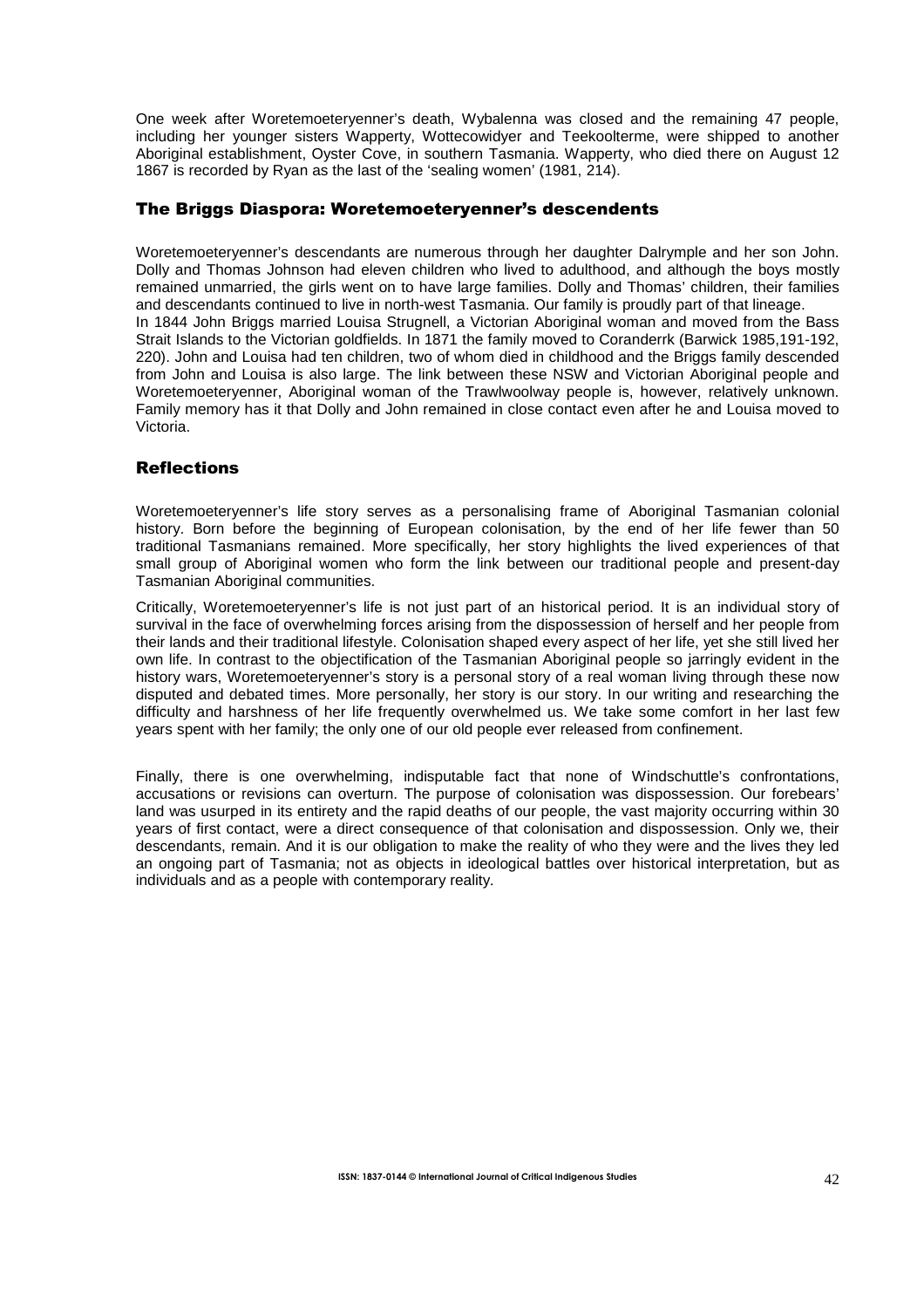One week after Woretemoeteryenner's death, Wybalenna was closed and the remaining 47 people, including her younger sisters Wapperty, Wottecowidyer and Teekoolterme, were shipped to another Aboriginal establishment, Oyster Cove, in southern Tasmania. Wapperty, who died there on August 12 1867 is recorded by Ryan as the last of the 'sealing women' (1981, 214).

## The Briggs Diaspora: Woretemoeteryenner's descendents

Woretemoeteryenner's descendants are numerous through her daughter Dalrymple and her son John. Dolly and Thomas Johnson had eleven children who lived to adulthood, and although the boys mostly remained unmarried, the girls went on to have large families. Dolly and Thomas' children, their families and descendants continued to live in north-west Tasmania. Our family is proudly part of that lineage.
In 1844 John Briggs married Louisa Strugnell, a Victorian Aboriginal woman and moved from the Bass Strait Islands to the Victorian goldfields. In 1871 the family moved to Coranderrk (Barwick 1985,191-192, 220). John and Louisa had ten children, two of whom died in childhood and the Briggs family descended from John and Louisa is also large. The link between these NSW and Victorian Aboriginal people and Woretemoeteryenner, Aboriginal woman of the Trawlwoolway people is, however, relatively unknown. Family memory has it that Dolly and John remained in close contact even after he and Louisa moved to Victoria.

## Reflections

Woretemoeteryenner's life story serves as a personalising frame of Aboriginal Tasmanian colonial history. Born before the beginning of European colonisation, by the end of her life fewer than 50 traditional Tasmanians remained. More specifically, her story highlights the lived experiences of that small group of Aboriginal women who form the link between our traditional people and present-day Tasmanian Aboriginal communities.

Critically, Woretemoeteryenner's life is not just part of an historical period. It is an individual story of survival in the face of overwhelming forces arising from the dispossession of herself and her people from their lands and their traditional lifestyle. Colonisation shaped every aspect of her life, yet she still lived her own life. In contrast to the objectification of the Tasmanian Aboriginal people so jarringly evident in the history wars, Woretemoeteryenner's story is a personal story of a real woman living through these now disputed and debated times. More personally, her story is our story. In our writing and researching the difficulty and harshness of her life frequently overwhelmed us. We take some comfort in her last few years spent with her family; the only one of our old people ever released from confinement.

Finally, there is one overwhelming, indisputable fact that none of Windschuttle's confrontations, accusations or revisions can overturn. The purpose of colonisation was dispossession. Our forebears' land was usurped in its entirety and the rapid deaths of our people, the vast majority occurring within 30 years of first contact, were a direct consequence of that colonisation and dispossession. Only we, their descendants, remain. And it is our obligation to make the reality of who they were and the lives they led an ongoing part of Tasmania; not as objects in ideological battles over historical interpretation, but as individuals and as a people with contemporary reality.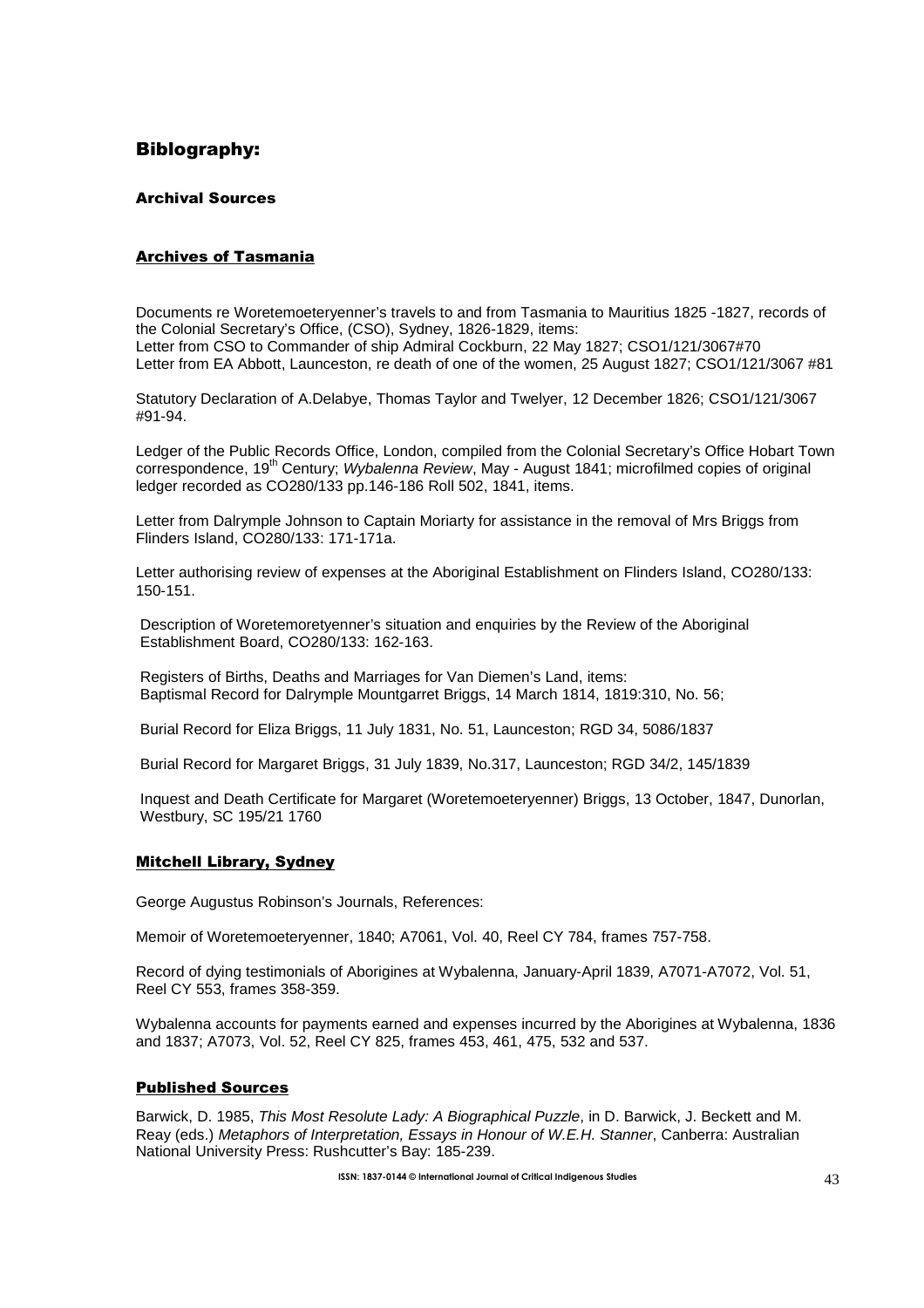# Biblography:

## Archival Sources

### Archives of Tasmania

Documents re Woretemoeteryenner's travels to and from Tasmania to Mauritius 1825 -1827, records of the Colonial Secretary's Office, (CSO), Sydney, 1826-1829, items:
Letter from CSO to Commander of ship Admiral Cockburn, 22 May 1827; CSO1/121/3067#70
Letter from EA Abbott, Launceston, re death of one of the women, 25 August 1827; CSO1/121/3067 #81

Statutory Declaration of A.Delabye, Thomas Taylor and Twelyer, 12 December 1826; CSO1/121/3067 #91-94.

Ledger of the Public Records Office, London, compiled from the Colonial Secretary's Office Hobart Town correspondence, 19th Century; *Wybalenna Review*, May - August 1841; microfilmed copies of original ledger recorded as CO280/133 pp.146-186 Roll 502, 1841, items.

Letter from Dalrymple Johnson to Captain Moriarty for assistance in the removal of Mrs Briggs from Flinders Island, CO280/133: 171-171a.

Letter authorising review of expenses at the Aboriginal Establishment on Flinders Island, CO280/133: 150-151.

Description of Woretemoretyenner's situation and enquiries by the Review of the Aboriginal Establishment Board, CO280/133: 162-163.

Registers of Births, Deaths and Marriages for Van Diemen's Land, items:
Baptismal Record for Dalrymple Mountgarret Briggs, 14 March 1814, 1819:310, No. 56;

Burial Record for Eliza Briggs, 11 July 1831, No. 51, Launceston; RGD 34, 5086/1837

Burial Record for Margaret Briggs, 31 July 1839, No.317, Launceston; RGD 34/2, 145/1839

Inquest and Death Certificate for Margaret (Woretemoeteryenner) Briggs, 13 October, 1847, Dunorlan, Westbury, SC 195/21 1760

### Mitchell Library, Sydney

George Augustus Robinson's Journals, References:

Memoir of Woretemoeteryenner, 1840; A7061, Vol. 40, Reel CY 784, frames 757-758.

Record of dying testimonials of Aborigines at Wybalenna, January-April 1839, A7071-A7072, Vol. 51, Reel CY 553, frames 358-359.

Wybalenna accounts for payments earned and expenses incurred by the Aborigines at Wybalenna, 1836 and 1837; A7073, Vol. 52, Reel CY 825, frames 453, 461, 475, 532 and 537.

### Published Sources

Barwick, D. 1985, *This Most Resolute Lady: A Biographical Puzzle*, in D. Barwick, J. Beckett and M. Reay (eds.) *Metaphors of Interpretation, Essays in Honour of W.E.H. Stanner*, Canberra: Australian National University Press: Rushcutter's Bay: 185-239.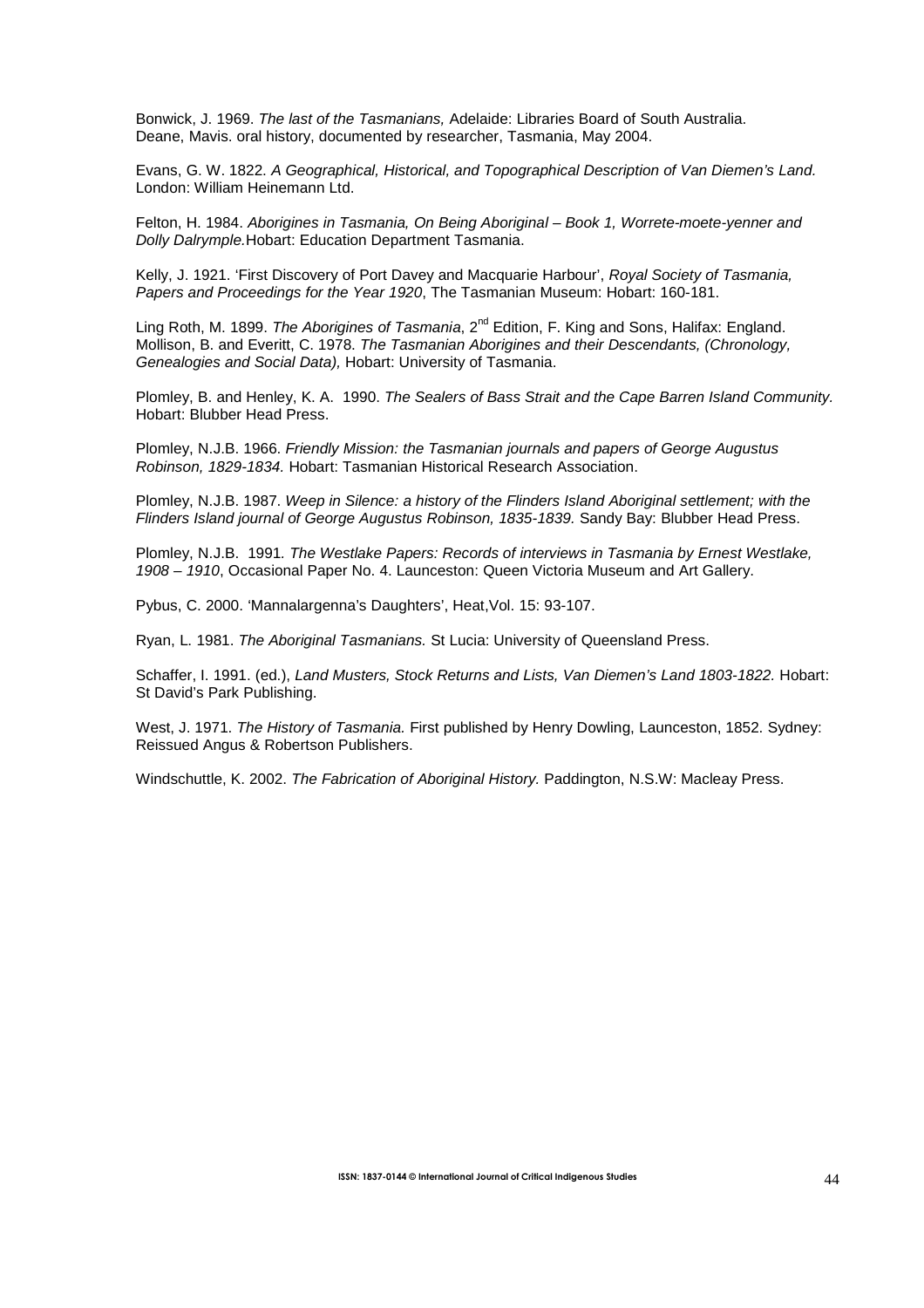Bonwick, J. 1969. *The last of the Tasmanians,* Adelaide: Libraries Board of South Australia.
Deane, Mavis. oral history, documented by researcher, Tasmania, May 2004.

Evans, G. W. 1822. *A Geographical, Historical, and Topographical Description of Van Diemen's Land.* London: William Heinemann Ltd.

Felton, H. 1984. *Aborigines in Tasmania, On Being Aboriginal – Book 1, Worrete-moete-yenner and Dolly Dalrymple.*Hobart: Education Department Tasmania.

Kelly, J. 1921. 'First Discovery of Port Davey and Macquarie Harbour', *Royal Society of Tasmania, Papers and Proceedings for the Year 1920*, The Tasmanian Museum: Hobart: 160-181.

Ling Roth, M. 1899. *The Aborigines of Tasmania*, 2nd Edition, F. King and Sons, Halifax: England.
Mollison, B. and Everitt, C. 1978. *The Tasmanian Aborigines and their Descendants, (Chronology, Genealogies and Social Data),* Hobart: University of Tasmania.

Plomley, B. and Henley, K. A. 1990. *The Sealers of Bass Strait and the Cape Barren Island Community.* Hobart: Blubber Head Press.

Plomley, N.J.B. 1966. *Friendly Mission: the Tasmanian journals and papers of George Augustus Robinson, 1829-1834.* Hobart: Tasmanian Historical Research Association.

Plomley, N.J.B. 1987. *Weep in Silence: a history of the Flinders Island Aboriginal settlement; with the Flinders Island journal of George Augustus Robinson, 1835-1839.* Sandy Bay: Blubber Head Press.

Plomley, N.J.B. 1991. *The Westlake Papers: Records of interviews in Tasmania by Ernest Westlake, 1908 – 1910*, Occasional Paper No. 4. Launceston: Queen Victoria Museum and Art Gallery.

Pybus, C. 2000. 'Mannalargenna's Daughters', Heat,Vol. 15: 93-107.

Ryan, L. 1981. *The Aboriginal Tasmanians.* St Lucia: University of Queensland Press.

Schaffer, I. 1991. (ed.), *Land Musters, Stock Returns and Lists, Van Diemen's Land 1803-1822.* Hobart: St David's Park Publishing.

West, J. 1971. *The History of Tasmania.* First published by Henry Dowling, Launceston, 1852. Sydney: Reissued Angus & Robertson Publishers.

Windschuttle, K. 2002. *The Fabrication of Aboriginal History.* Paddington, N.S.W: Macleay Press.